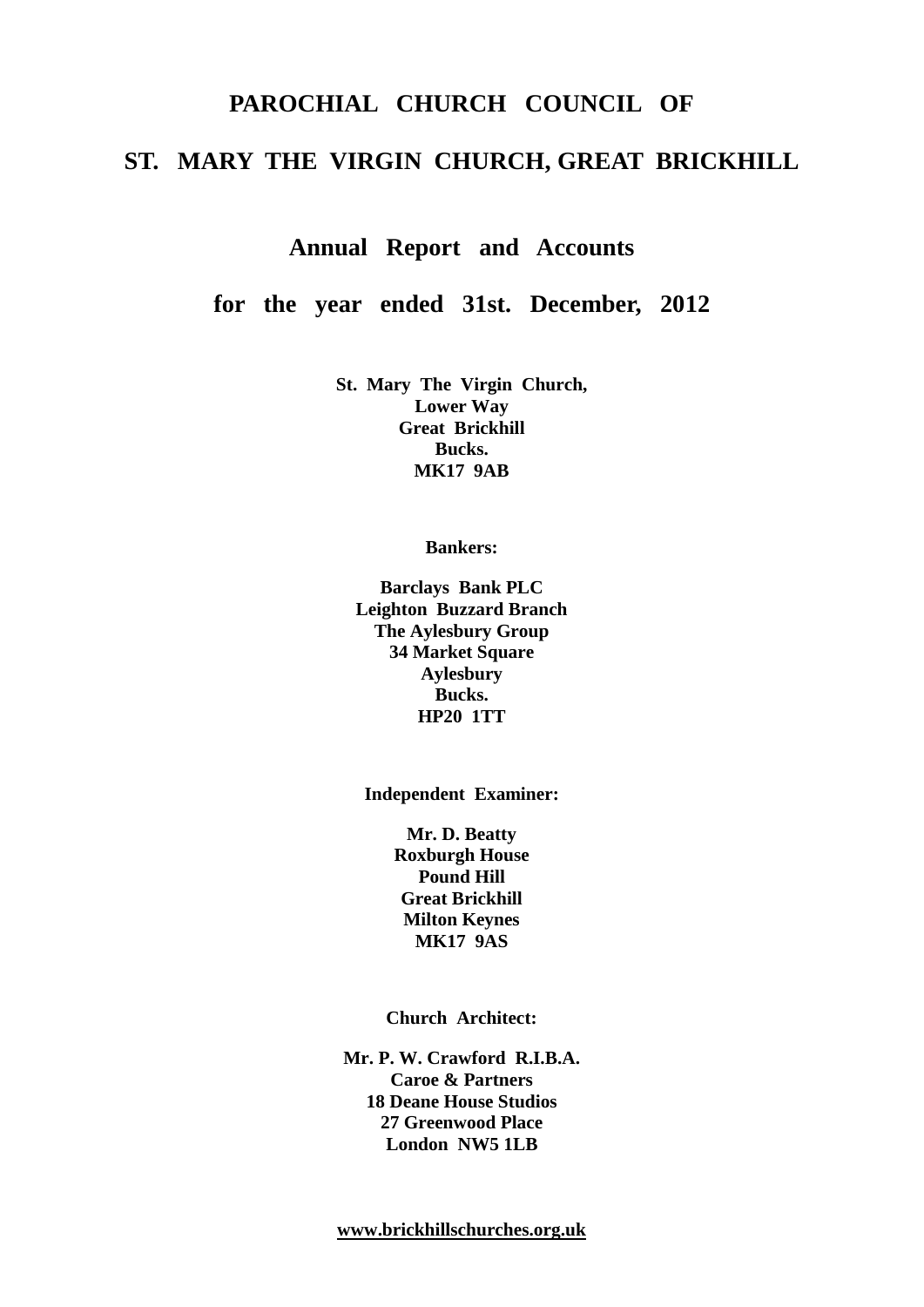# PAROCHIAL CHURCH COUNCIL OF

# ST. MARY THE VIRGIN CHURCH, GREAT BRICKHILL

## Annual Report and Accounts

## for the year ended 31st. December, 2012

**St. Mary The Virgin Church,**
**Lower Way**
**Great Brickhill**
**Bucks.**
**MK17 9AB**

**Bankers:**

**Barclays Bank PLC**
**Leighton Buzzard Branch**
**The Aylesbury Group**
**34 Market Square**
**Aylesbury**
**Bucks.**
**HP20 1TT**

**Independent Examiner:**

**Mr. D. Beatty**
**Roxburgh House**
**Pound Hill**
**Great Brickhill**
**Milton Keynes**
**MK17 9AS**

**Church Architect:**

**Mr. P. W. Crawford R.I.B.A.**
**Caroe & Partners**
**18 Deane House Studios**
**27 Greenwood Place**
**London NW5 1LB**

**www.brickhillschurches.org.uk**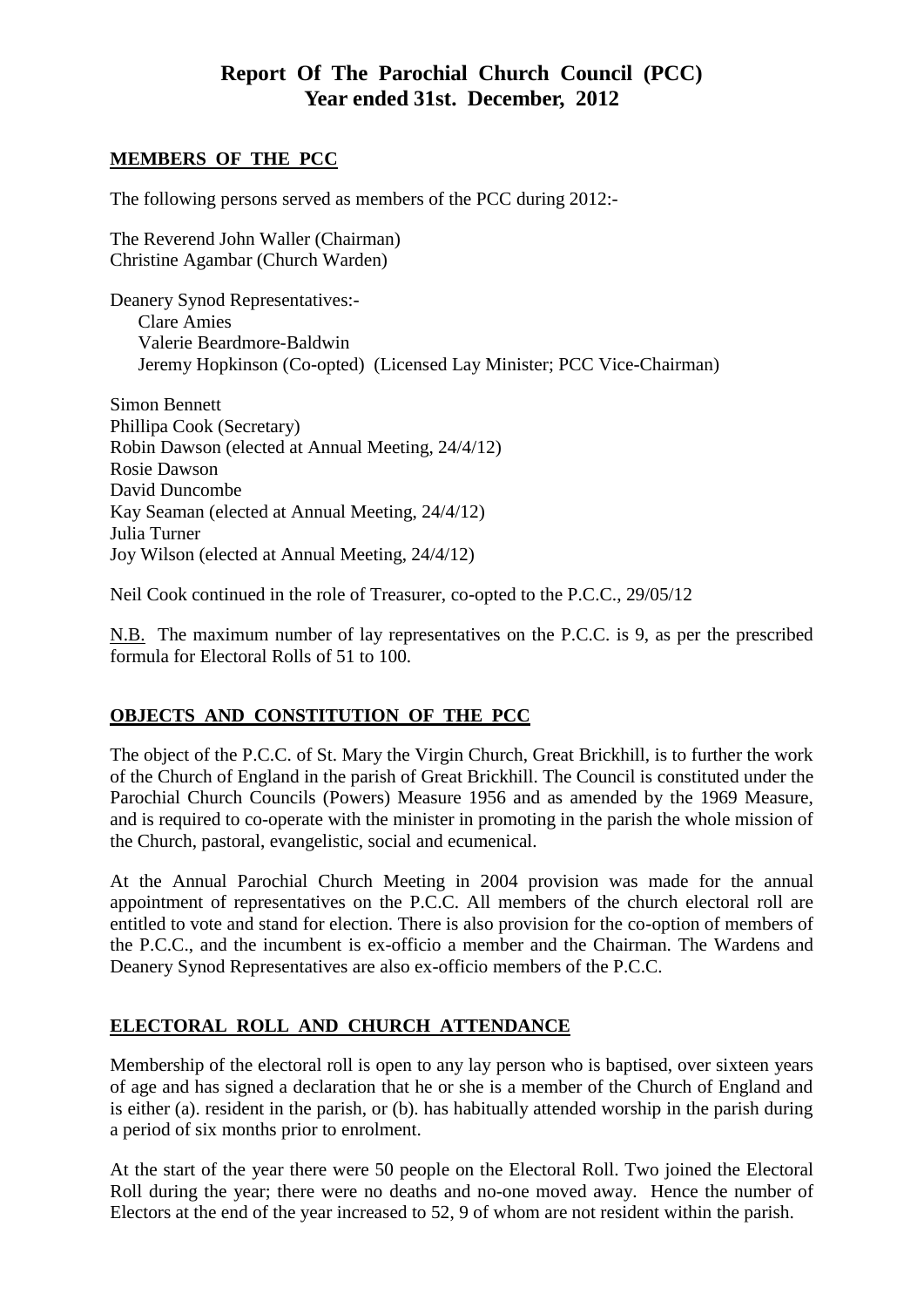# Report Of The Parochial Church Council (PCC)
# Year ended 31st. December, 2012

## MEMBERS OF THE PCC

The following persons served as members of the PCC during 2012:-

The Reverend John Waller (Chairman)
Christine Agambar (Church Warden)

Deanery Synod Representatives:-
- Clare Amies
- Valerie Beardmore-Baldwin
- Jeremy Hopkinson (Co-opted) (Licensed Lay Minister; PCC Vice-Chairman)

Simon Bennett
Phillipa Cook (Secretary)
Robin Dawson (elected at Annual Meeting, 24/4/12)
Rosie Dawson
David Duncombe
Kay Seaman (elected at Annual Meeting, 24/4/12)
Julia Turner
Joy Wilson (elected at Annual Meeting, 24/4/12)

Neil Cook continued in the role of Treasurer, co-opted to the P.C.C., 29/05/12

N.B. The maximum number of lay representatives on the P.C.C. is 9, as per the prescribed formula for Electoral Rolls of 51 to 100.

## OBJECTS AND CONSTITUTION OF THE PCC

The object of the P.C.C. of St. Mary the Virgin Church, Great Brickhill, is to further the work of the Church of England in the parish of Great Brickhill. The Council is constituted under the Parochial Church Councils (Powers) Measure 1956 and as amended by the 1969 Measure, and is required to co-operate with the minister in promoting in the parish the whole mission of the Church, pastoral, evangelistic, social and ecumenical.

At the Annual Parochial Church Meeting in 2004 provision was made for the annual appointment of representatives on the P.C.C. All members of the church electoral roll are entitled to vote and stand for election. There is also provision for the co-option of members of the P.C.C., and the incumbent is ex-officio a member and the Chairman. The Wardens and Deanery Synod Representatives are also ex-officio members of the P.C.C.

## ELECTORAL ROLL AND CHURCH ATTENDANCE

Membership of the electoral roll is open to any lay person who is baptised, over sixteen years of age and has signed a declaration that he or she is a member of the Church of England and is either (a). resident in the parish, or (b). has habitually attended worship in the parish during a period of six months prior to enrolment.

At the start of the year there were 50 people on the Electoral Roll. Two joined the Electoral Roll during the year; there were no deaths and no-one moved away. Hence the number of Electors at the end of the year increased to 52, 9 of whom are not resident within the parish.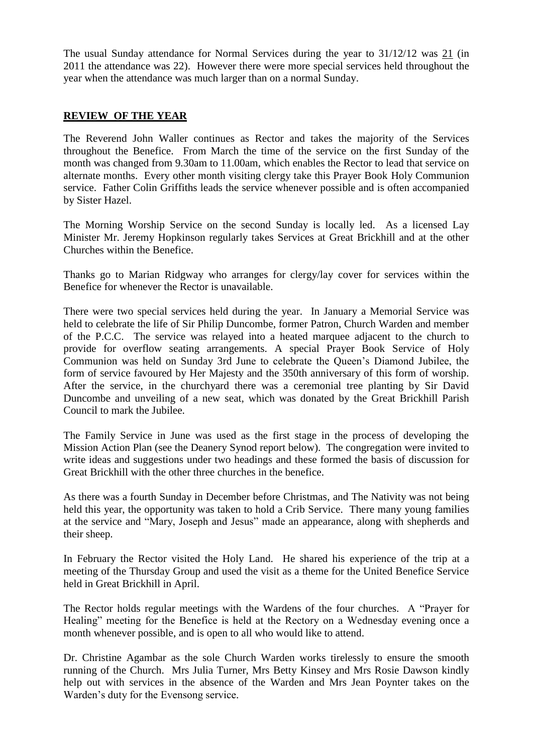The usual Sunday attendance for Normal Services during the year to 31/12/12 was <u>21</u> (in 2011 the attendance was 22). However there were more special services held throughout the year when the attendance was much larger than on a normal Sunday.

## **REVIEW OF THE YEAR**

The Reverend John Waller continues as Rector and takes the majority of the Services throughout the Benefice. From March the time of the service on the first Sunday of the month was changed from 9.30am to 11.00am, which enables the Rector to lead that service on alternate months. Every other month visiting clergy take this Prayer Book Holy Communion service. Father Colin Griffiths leads the service whenever possible and is often accompanied by Sister Hazel.

The Morning Worship Service on the second Sunday is locally led. As a licensed Lay Minister Mr. Jeremy Hopkinson regularly takes Services at Great Brickhill and at the other Churches within the Benefice.

Thanks go to Marian Ridgway who arranges for clergy/lay cover for services within the Benefice for whenever the Rector is unavailable.

There were two special services held during the year. In January a Memorial Service was held to celebrate the life of Sir Philip Duncombe, former Patron, Church Warden and member of the P.C.C. The service was relayed into a heated marquee adjacent to the church to provide for overflow seating arrangements. A special Prayer Book Service of Holy Communion was held on Sunday 3rd June to celebrate the Queen's Diamond Jubilee, the form of service favoured by Her Majesty and the 350th anniversary of this form of worship. After the service, in the churchyard there was a ceremonial tree planting by Sir David Duncombe and unveiling of a new seat, which was donated by the Great Brickhill Parish Council to mark the Jubilee.

The Family Service in June was used as the first stage in the process of developing the Mission Action Plan (see the Deanery Synod report below). The congregation were invited to write ideas and suggestions under two headings and these formed the basis of discussion for Great Brickhill with the other three churches in the benefice.

As there was a fourth Sunday in December before Christmas, and The Nativity was not being held this year, the opportunity was taken to hold a Crib Service. There many young families at the service and "Mary, Joseph and Jesus" made an appearance, along with shepherds and their sheep.

In February the Rector visited the Holy Land. He shared his experience of the trip at a meeting of the Thursday Group and used the visit as a theme for the United Benefice Service held in Great Brickhill in April.

The Rector holds regular meetings with the Wardens of the four churches. A "Prayer for Healing" meeting for the Benefice is held at the Rectory on a Wednesday evening once a month whenever possible, and is open to all who would like to attend.

Dr. Christine Agambar as the sole Church Warden works tirelessly to ensure the smooth running of the Church. Mrs Julia Turner, Mrs Betty Kinsey and Mrs Rosie Dawson kindly help out with services in the absence of the Warden and Mrs Jean Poynter takes on the Warden's duty for the Evensong service.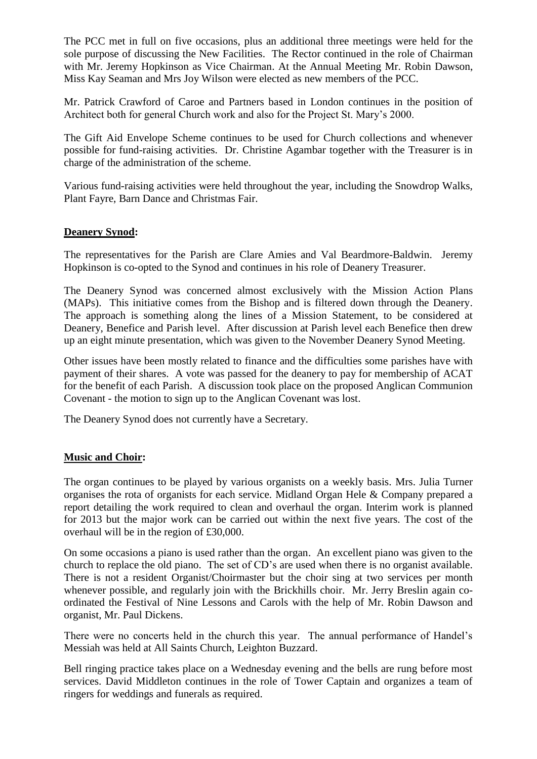The PCC met in full on five occasions, plus an additional three meetings were held for the sole purpose of discussing the New Facilities. The Rector continued in the role of Chairman with Mr. Jeremy Hopkinson as Vice Chairman. At the Annual Meeting Mr. Robin Dawson, Miss Kay Seaman and Mrs Joy Wilson were elected as new members of the PCC.

Mr. Patrick Crawford of Caroe and Partners based in London continues in the position of Architect both for general Church work and also for the Project St. Mary's 2000.

The Gift Aid Envelope Scheme continues to be used for Church collections and whenever possible for fund-raising activities. Dr. Christine Agambar together with the Treasurer is in charge of the administration of the scheme.

Various fund-raising activities were held throughout the year, including the Snowdrop Walks, Plant Fayre, Barn Dance and Christmas Fair.

**Deanery Synod:**

The representatives for the Parish are Clare Amies and Val Beardmore-Baldwin. Jeremy Hopkinson is co-opted to the Synod and continues in his role of Deanery Treasurer.

The Deanery Synod was concerned almost exclusively with the Mission Action Plans (MAPs). This initiative comes from the Bishop and is filtered down through the Deanery. The approach is something along the lines of a Mission Statement, to be considered at Deanery, Benefice and Parish level. After discussion at Parish level each Benefice then drew up an eight minute presentation, which was given to the November Deanery Synod Meeting.

Other issues have been mostly related to finance and the difficulties some parishes have with payment of their shares. A vote was passed for the deanery to pay for membership of ACAT for the benefit of each Parish. A discussion took place on the proposed Anglican Communion Covenant - the motion to sign up to the Anglican Covenant was lost.

The Deanery Synod does not currently have a Secretary.

**Music and Choir:**

The organ continues to be played by various organists on a weekly basis. Mrs. Julia Turner organises the rota of organists for each service. Midland Organ Hele & Company prepared a report detailing the work required to clean and overhaul the organ. Interim work is planned for 2013 but the major work can be carried out within the next five years. The cost of the overhaul will be in the region of £30,000.

On some occasions a piano is used rather than the organ. An excellent piano was given to the church to replace the old piano. The set of CD's are used when there is no organist available. There is not a resident Organist/Choirmaster but the choir sing at two services per month whenever possible, and regularly join with the Brickhills choir. Mr. Jerry Breslin again co-ordinated the Festival of Nine Lessons and Carols with the help of Mr. Robin Dawson and organist, Mr. Paul Dickens.

There were no concerts held in the church this year. The annual performance of Handel's Messiah was held at All Saints Church, Leighton Buzzard.

Bell ringing practice takes place on a Wednesday evening and the bells are rung before most services. David Middleton continues in the role of Tower Captain and organizes a team of ringers for weddings and funerals as required.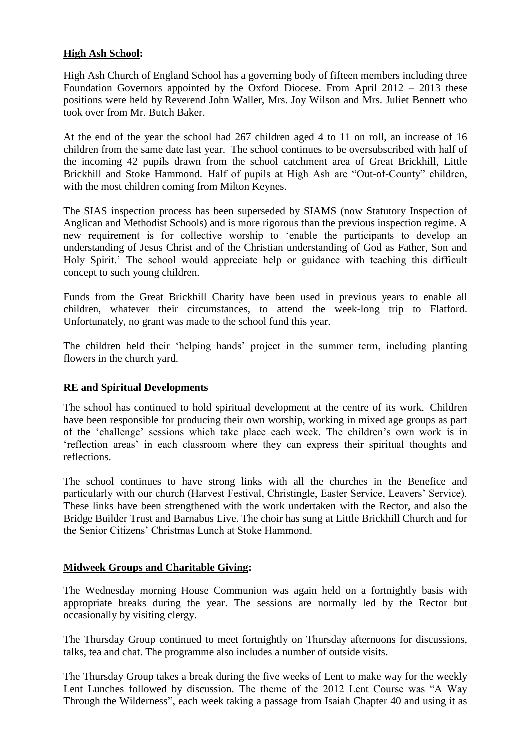**High Ash School:**

High Ash Church of England School has a governing body of fifteen members including three Foundation Governors appointed by the Oxford Diocese. From April 2012 – 2013 these positions were held by Reverend John Waller, Mrs. Joy Wilson and Mrs. Juliet Bennett who took over from Mr. Butch Baker.

At the end of the year the school had 267 children aged 4 to 11 on roll, an increase of 16 children from the same date last year. The school continues to be oversubscribed with half of the incoming 42 pupils drawn from the school catchment area of Great Brickhill, Little Brickhill and Stoke Hammond. Half of pupils at High Ash are "Out-of-County" children, with the most children coming from Milton Keynes.

The SIAS inspection process has been superseded by SIAMS (now Statutory Inspection of Anglican and Methodist Schools) and is more rigorous than the previous inspection regime. A new requirement is for collective worship to 'enable the participants to develop an understanding of Jesus Christ and of the Christian understanding of God as Father, Son and Holy Spirit.' The school would appreciate help or guidance with teaching this difficult concept to such young children.

Funds from the Great Brickhill Charity have been used in previous years to enable all children, whatever their circumstances, to attend the week-long trip to Flatford. Unfortunately, no grant was made to the school fund this year.

The children held their 'helping hands' project in the summer term, including planting flowers in the church yard.

**RE and Spiritual Developments**

The school has continued to hold spiritual development at the centre of its work. Children have been responsible for producing their own worship, working in mixed age groups as part of the 'challenge' sessions which take place each week. The children's own work is in 'reflection areas' in each classroom where they can express their spiritual thoughts and reflections.

The school continues to have strong links with all the churches in the Benefice and particularly with our church (Harvest Festival, Christingle, Easter Service, Leavers' Service). These links have been strengthened with the work undertaken with the Rector, and also the Bridge Builder Trust and Barnabus Live. The choir has sung at Little Brickhill Church and for the Senior Citizens' Christmas Lunch at Stoke Hammond.

**Midweek Groups and Charitable Giving:**

The Wednesday morning House Communion was again held on a fortnightly basis with appropriate breaks during the year. The sessions are normally led by the Rector but occasionally by visiting clergy.

The Thursday Group continued to meet fortnightly on Thursday afternoons for discussions, talks, tea and chat. The programme also includes a number of outside visits.

The Thursday Group takes a break during the five weeks of Lent to make way for the weekly Lent Lunches followed by discussion. The theme of the 2012 Lent Course was "A Way Through the Wilderness", each week taking a passage from Isaiah Chapter 40 and using it as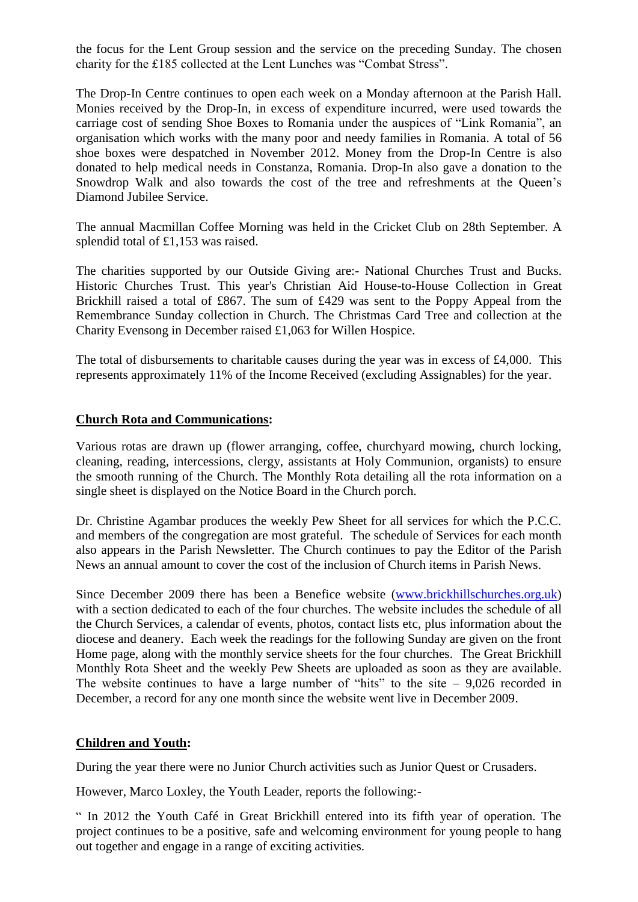the focus for the Lent Group session and the service on the preceding Sunday. The chosen charity for the £185 collected at the Lent Lunches was “Combat Stress”.

The Drop-In Centre continues to open each week on a Monday afternoon at the Parish Hall. Monies received by the Drop-In, in excess of expenditure incurred, were used towards the carriage cost of sending Shoe Boxes to Romania under the auspices of “Link Romania”, an organisation which works with the many poor and needy families in Romania. A total of 56 shoe boxes were despatched in November 2012. Money from the Drop-In Centre is also donated to help medical needs in Constanza, Romania. Drop-In also gave a donation to the Snowdrop Walk and also towards the cost of the tree and refreshments at the Queen’s Diamond Jubilee Service.

The annual Macmillan Coffee Morning was held in the Cricket Club on 28th September. A splendid total of £1,153 was raised.

The charities supported by our Outside Giving are:- National Churches Trust and Bucks. Historic Churches Trust. This year's Christian Aid House-to-House Collection in Great Brickhill raised a total of £867. The sum of £429 was sent to the Poppy Appeal from the Remembrance Sunday collection in Church. The Christmas Card Tree and collection at the Charity Evensong in December raised £1,063 for Willen Hospice.

The total of disbursements to charitable causes during the year was in excess of £4,000. This represents approximately 11% of the Income Received (excluding Assignables) for the year.

## **Church Rota and Communications:**

Various rotas are drawn up (flower arranging, coffee, churchyard mowing, church locking, cleaning, reading, intercessions, clergy, assistants at Holy Communion, organists) to ensure the smooth running of the Church. The Monthly Rota detailing all the rota information on a single sheet is displayed on the Notice Board in the Church porch.

Dr. Christine Agambar produces the weekly Pew Sheet for all services for which the P.C.C. and members of the congregation are most grateful. The schedule of Services for each month also appears in the Parish Newsletter. The Church continues to pay the Editor of the Parish News an annual amount to cover the cost of the inclusion of Church items in Parish News.

Since December 2009 there has been a Benefice website (www.brickhillschurches.org.uk) with a section dedicated to each of the four churches. The website includes the schedule of all the Church Services, a calendar of events, photos, contact lists etc, plus information about the diocese and deanery. Each week the readings for the following Sunday are given on the front Home page, along with the monthly service sheets for the four churches. The Great Brickhill Monthly Rota Sheet and the weekly Pew Sheets are uploaded as soon as they are available. The website continues to have a large number of “hits” to the site – 9,026 recorded in December, a record for any one month since the website went live in December 2009.

## **Children and Youth:**

During the year there were no Junior Church activities such as Junior Quest or Crusaders.

However, Marco Loxley, the Youth Leader, reports the following:-

“ In 2012 the Youth Café in Great Brickhill entered into its fifth year of operation. The project continues to be a positive, safe and welcoming environment for young people to hang out together and engage in a range of exciting activities.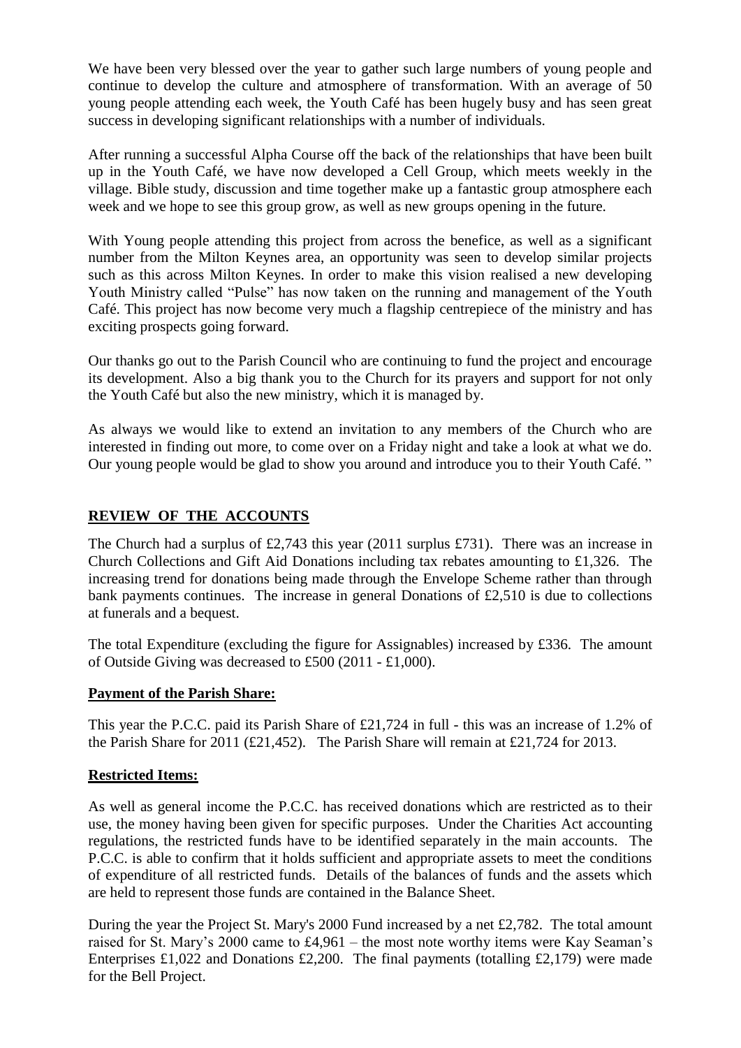We have been very blessed over the year to gather such large numbers of young people and continue to develop the culture and atmosphere of transformation. With an average of 50 young people attending each week, the Youth Café has been hugely busy and has seen great success in developing significant relationships with a number of individuals.

After running a successful Alpha Course off the back of the relationships that have been built up in the Youth Café, we have now developed a Cell Group, which meets weekly in the village. Bible study, discussion and time together make up a fantastic group atmosphere each week and we hope to see this group grow, as well as new groups opening in the future.

With Young people attending this project from across the benefice, as well as a significant number from the Milton Keynes area, an opportunity was seen to develop similar projects such as this across Milton Keynes. In order to make this vision realised a new developing Youth Ministry called "Pulse" has now taken on the running and management of the Youth Café. This project has now become very much a flagship centrepiece of the ministry and has exciting prospects going forward.

Our thanks go out to the Parish Council who are continuing to fund the project and encourage its development. Also a big thank you to the Church for its prayers and support for not only the Youth Café but also the new ministry, which it is managed by.

As always we would like to extend an invitation to any members of the Church who are interested in finding out more, to come over on a Friday night and take a look at what we do. Our young people would be glad to show you around and introduce you to their Youth Café. "

## REVIEW OF THE ACCOUNTS

The Church had a surplus of £2,743 this year (2011 surplus £731). There was an increase in Church Collections and Gift Aid Donations including tax rebates amounting to £1,326. The increasing trend for donations being made through the Envelope Scheme rather than through bank payments continues. The increase in general Donations of £2,510 is due to collections at funerals and a bequest.

The total Expenditure (excluding the figure for Assignables) increased by £336. The amount of Outside Giving was decreased to £500 (2011 - £1,000).

### Payment of the Parish Share:

This year the P.C.C. paid its Parish Share of £21,724 in full - this was an increase of 1.2% of the Parish Share for 2011 (£21,452). The Parish Share will remain at £21,724 for 2013.

### Restricted Items:

As well as general income the P.C.C. has received donations which are restricted as to their use, the money having been given for specific purposes. Under the Charities Act accounting regulations, the restricted funds have to be identified separately in the main accounts. The P.C.C. is able to confirm that it holds sufficient and appropriate assets to meet the conditions of expenditure of all restricted funds. Details of the balances of funds and the assets which are held to represent those funds are contained in the Balance Sheet.

During the year the Project St. Mary's 2000 Fund increased by a net £2,782. The total amount raised for St. Mary's 2000 came to £4,961 – the most note worthy items were Kay Seaman's Enterprises £1,022 and Donations £2,200. The final payments (totalling £2,179) were made for the Bell Project.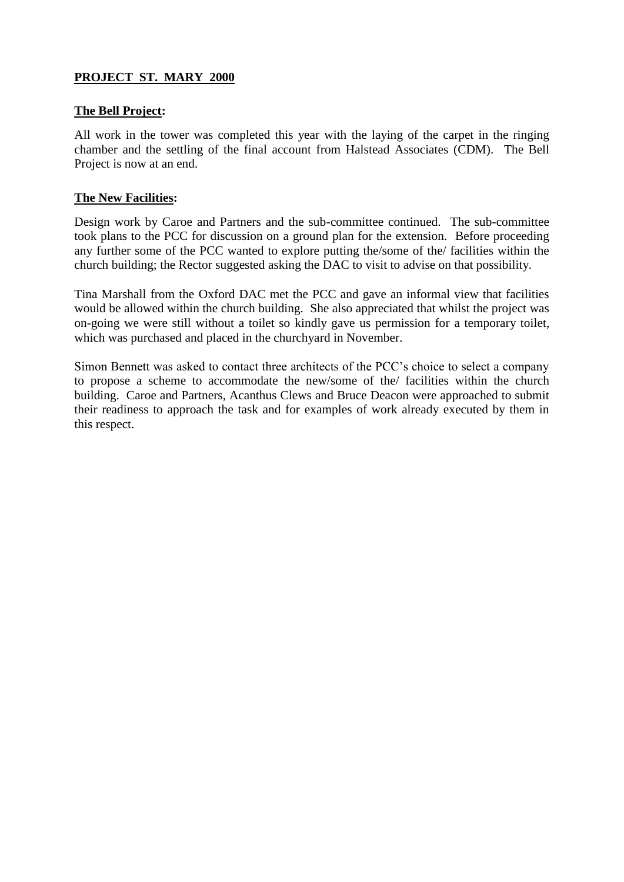**PROJECT ST. MARY 2000**

**The Bell Project:**

All work in the tower was completed this year with the laying of the carpet in the ringing chamber and the settling of the final account from Halstead Associates (CDM). The Bell Project is now at an end.

**The New Facilities:**

Design work by Caroe and Partners and the sub-committee continued. The sub-committee took plans to the PCC for discussion on a ground plan for the extension. Before proceeding any further some of the PCC wanted to explore putting the/some of the/ facilities within the church building; the Rector suggested asking the DAC to visit to advise on that possibility.

Tina Marshall from the Oxford DAC met the PCC and gave an informal view that facilities would be allowed within the church building. She also appreciated that whilst the project was on-going we were still without a toilet so kindly gave us permission for a temporary toilet, which was purchased and placed in the churchyard in November.

Simon Bennett was asked to contact three architects of the PCC's choice to select a company to propose a scheme to accommodate the new/some of the/ facilities within the church building. Caroe and Partners, Acanthus Clews and Bruce Deacon were approached to submit their readiness to approach the task and for examples of work already executed by them in this respect.